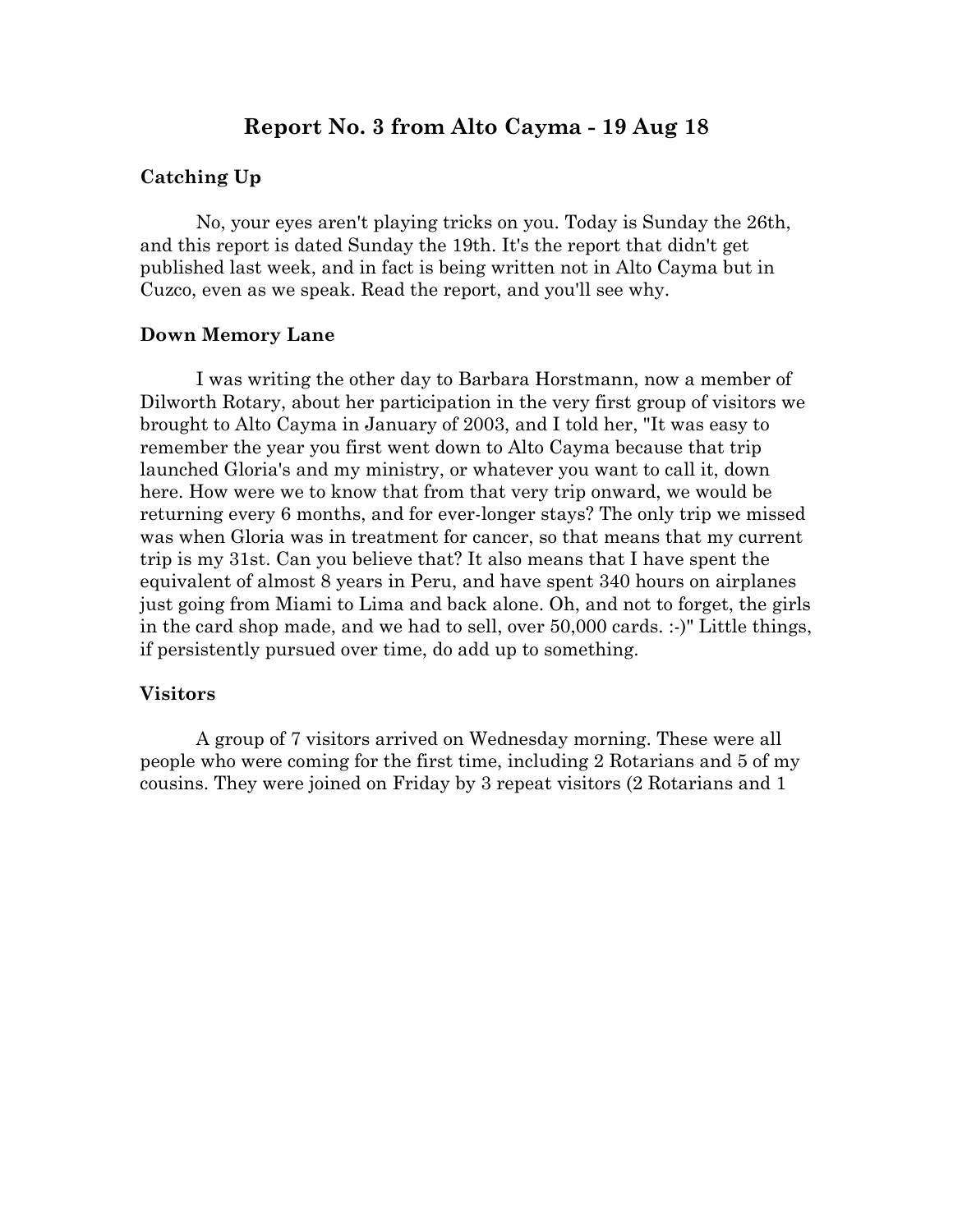# Report No. 3 from Alto Cayma - 19 Aug 18

## Catching Up

No, your eyes aren't playing tricks on you. Today is Sunday the 26th, and this report is dated Sunday the 19th. It's the report that didn't get published last week, and in fact is being written not in Alto Cayma but in Cuzco, even as we speak. Read the report, and you'll see why.

## Down Memory Lane

I was writing the other day to Barbara Horstmann, now a member of Dilworth Rotary, about her participation in the very first group of visitors we brought to Alto Cayma in January of 2003, and I told her, "It was easy to remember the year you first went down to Alto Cayma because that trip launched Gloria's and my ministry, or whatever you want to call it, down here. How were we to know that from that very trip onward, we would be returning every 6 months, and for ever-longer stays? The only trip we missed was when Gloria was in treatment for cancer, so that means that my current trip is my 31st. Can you believe that? It also means that I have spent the equivalent of almost 8 years in Peru, and have spent 340 hours on airplanes just going from Miami to Lima and back alone. Oh, and not to forget, the girls in the card shop made, and we had to sell, over 50,000 cards. :-)" Little things, if persistently pursued over time, do add up to something.

## Visitors

A group of 7 visitors arrived on Wednesday morning. These were all people who were coming for the first time, including 2 Rotarians and 5 of my cousins. They were joined on Friday by 3 repeat visitors (2 Rotarians and 1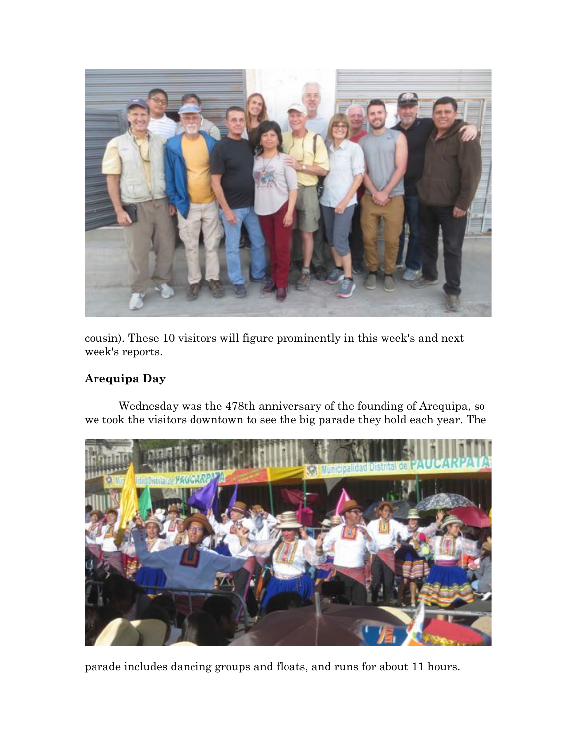cousin). These 10 visitors will figure prominently in this week's and next week's reports.

**Arequipa Day**

Wednesday was the 478th anniversary of the founding of Arequipa, so we took the visitors downtown to see the big parade they hold each year. The parade includes dancing groups and floats, and runs for about 11 hours.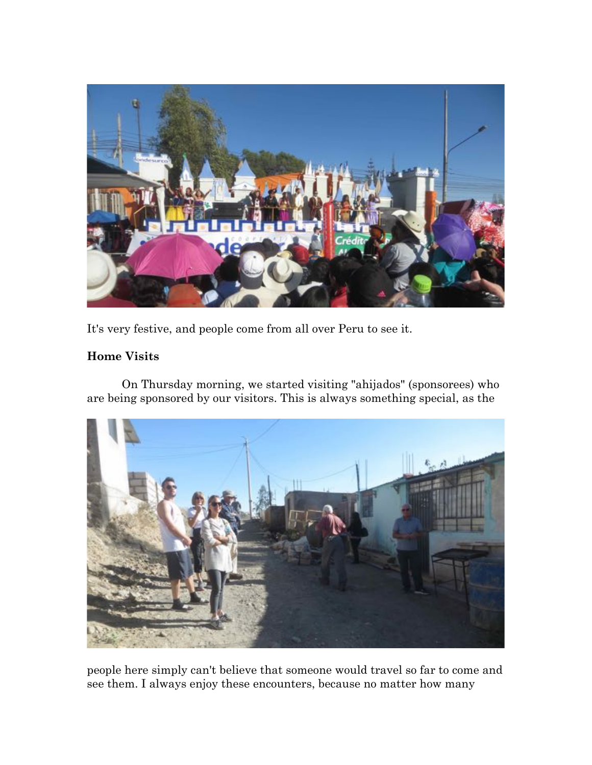It's very festive, and people come from all over Peru to see it.

**Home Visits**

On Thursday morning, we started visiting "ahijados" (sponsorees) who are being sponsored by our visitors. This is always something special, as the people here simply can't believe that someone would travel so far to come and see them. I always enjoy these encounters, because no matter how many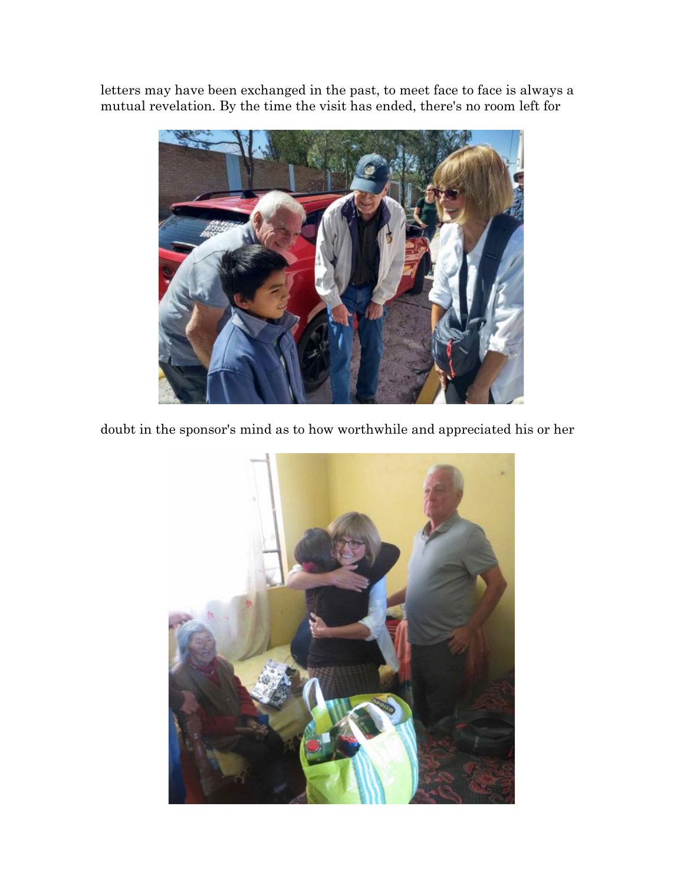letters may have been exchanged in the past, to meet face to face is always a mutual revelation. By the time the visit has ended, there's no room left for

doubt in the sponsor's mind as to how worthwhile and appreciated his or her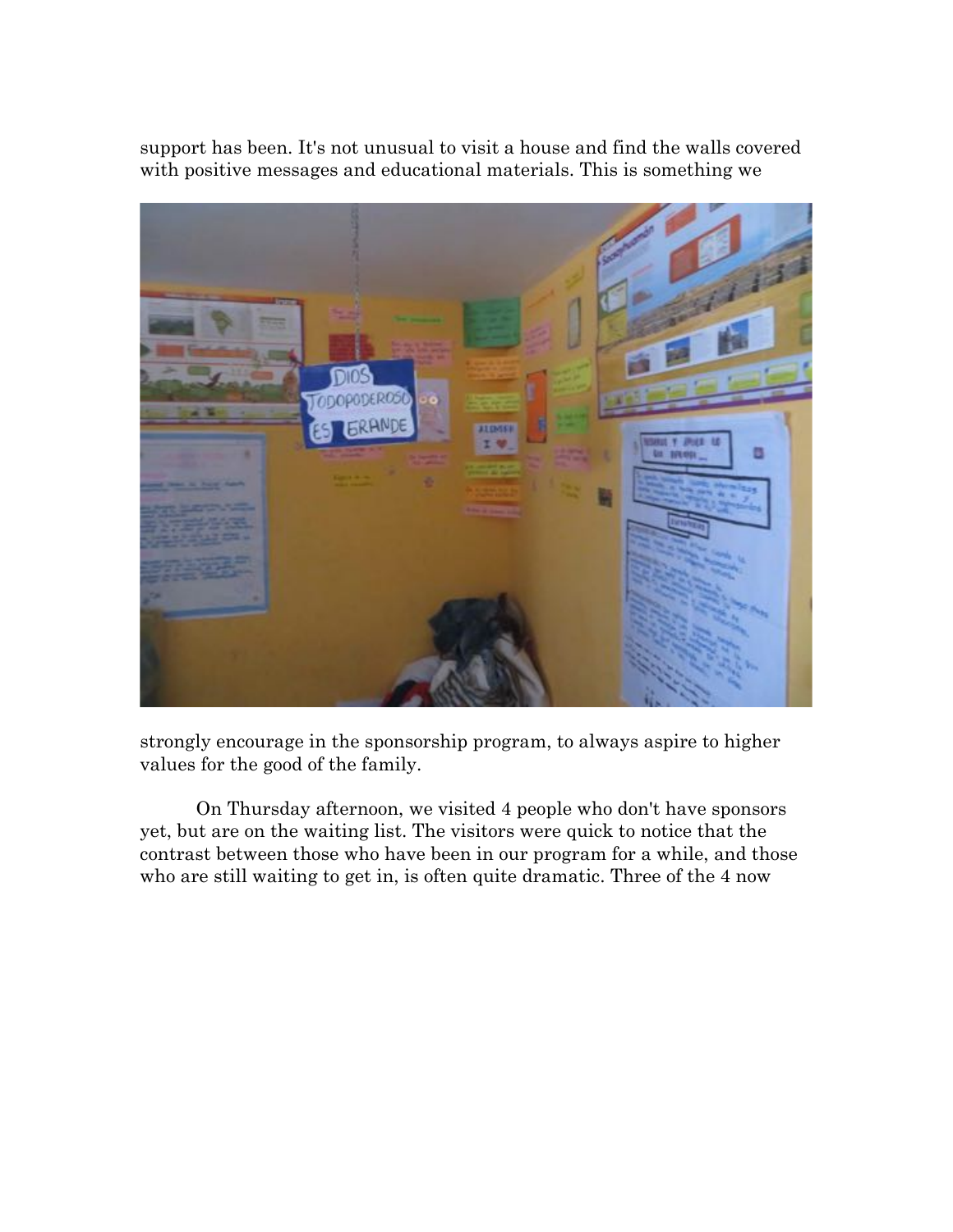support has been. It's not unusual to visit a house and find the walls covered with positive messages and educational materials. This is something we strongly encourage in the sponsorship program, to always aspire to higher values for the good of the family.

On Thursday afternoon, we visited 4 people who don't have sponsors yet, but are on the waiting list. The visitors were quick to notice that the contrast between those who have been in our program for a while, and those who are still waiting to get in, is often quite dramatic. Three of the 4 now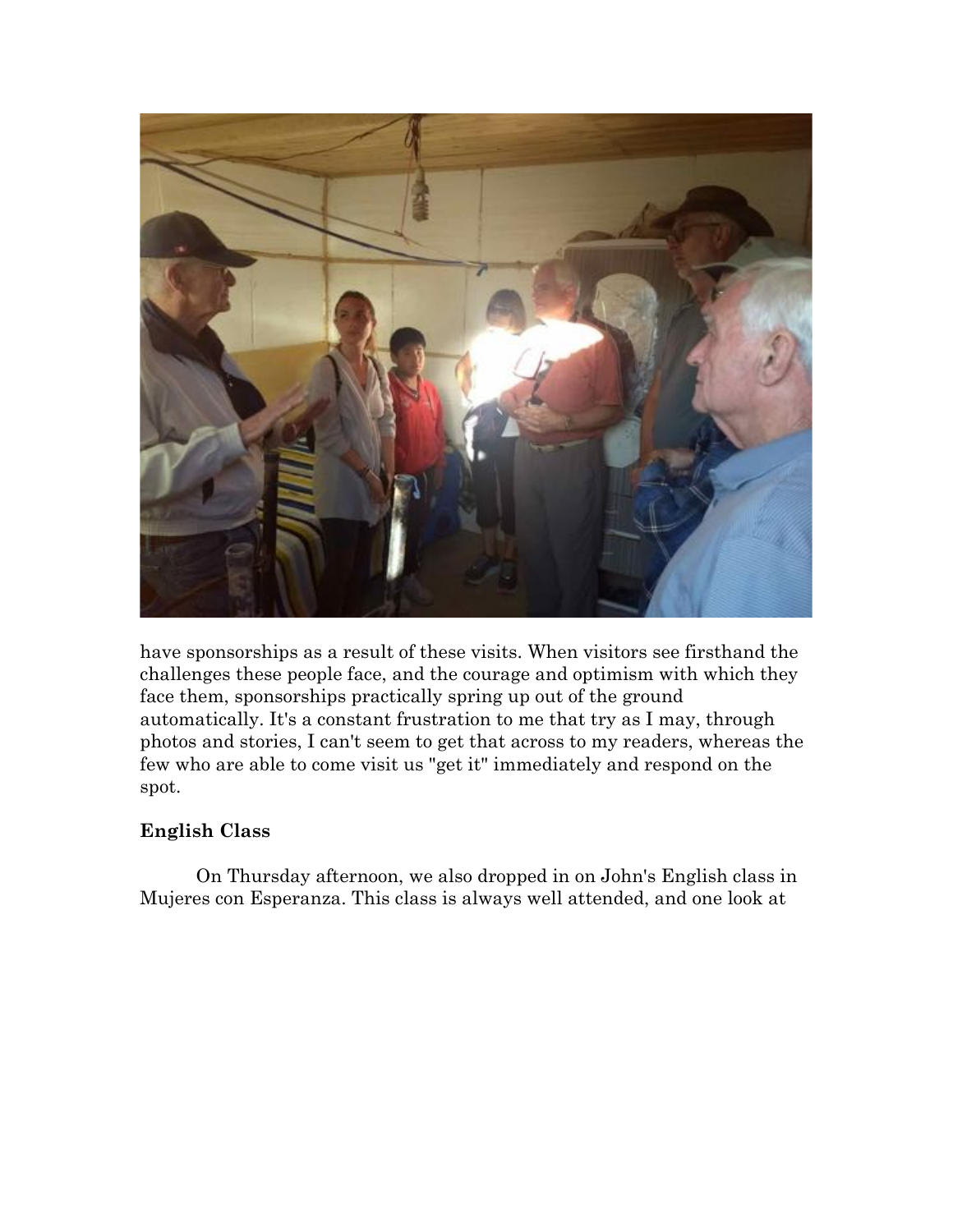have sponsorships as a result of these visits. When visitors see firsthand the challenges these people face, and the courage and optimism with which they face them, sponsorships practically spring up out of the ground automatically. It's a constant frustration to me that try as I may, through photos and stories, I can't seem to get that across to my readers, whereas the few who are able to come visit us "get it" immediately and respond on the spot.

**English Class**

On Thursday afternoon, we also dropped in on John's English class in Mujeres con Esperanza. This class is always well attended, and one look at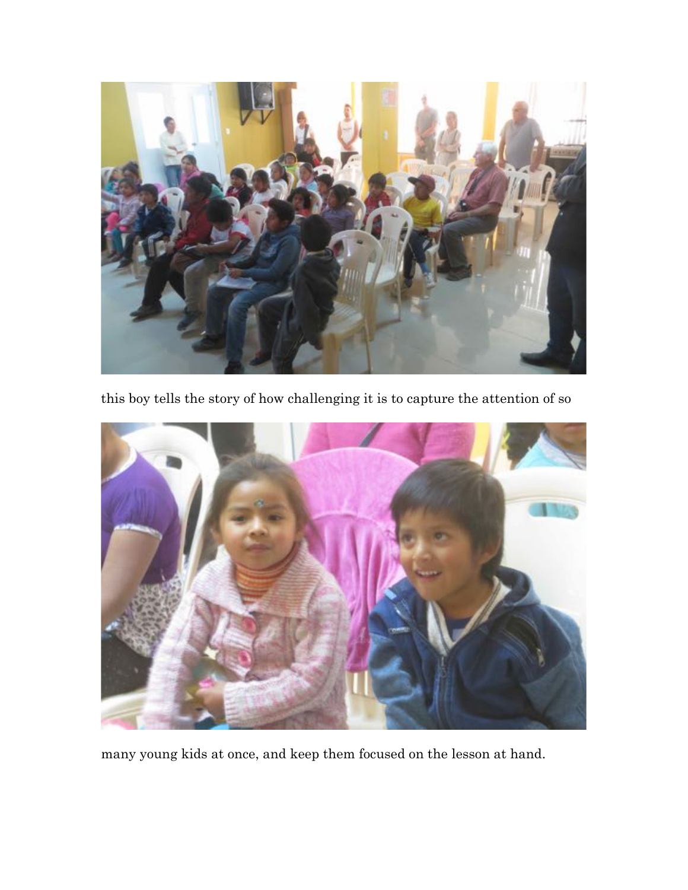this boy tells the story of how challenging it is to capture the attention of so

many young kids at once, and keep them focused on the lesson at hand.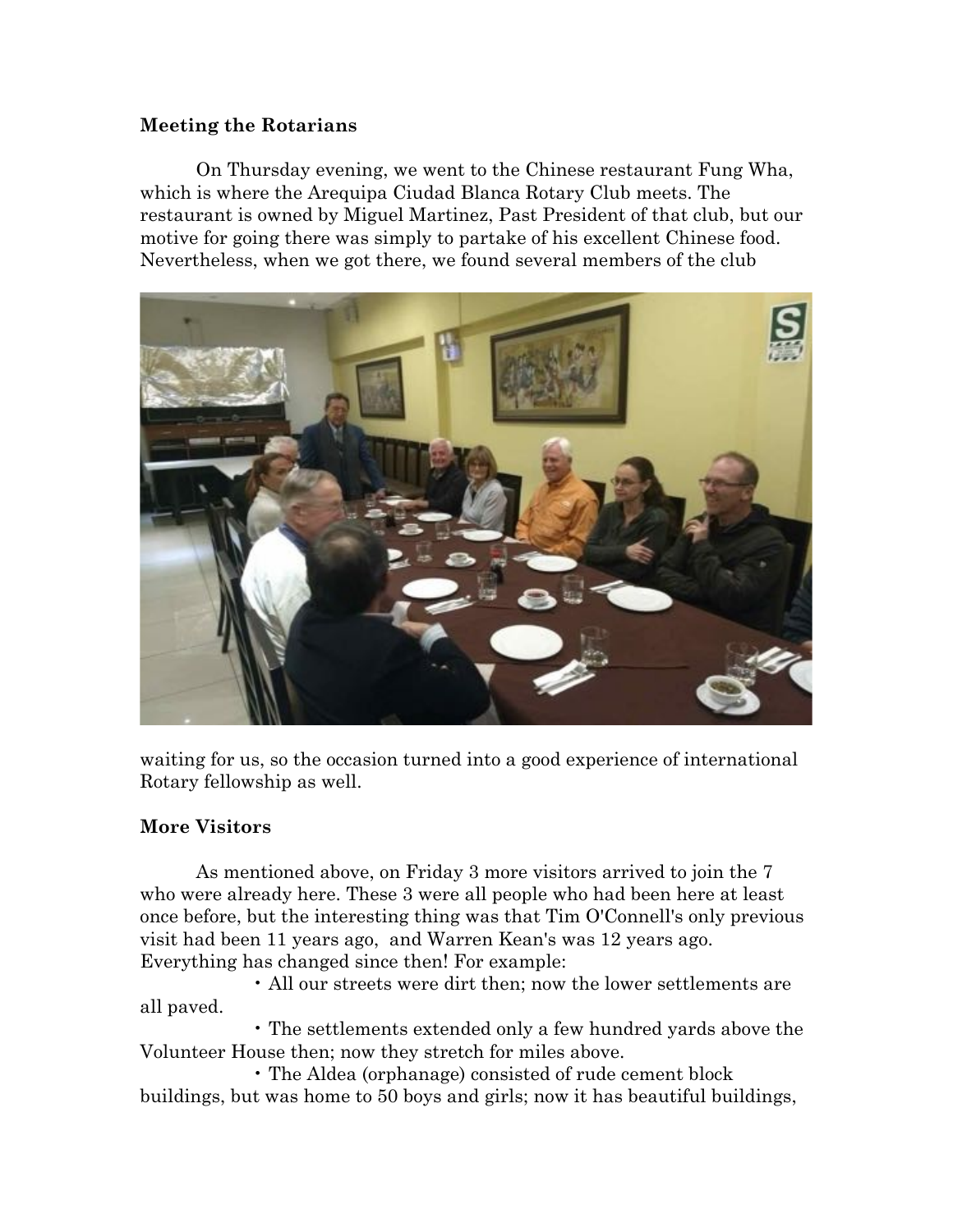**Meeting the Rotarians**

On Thursday evening, we went to the Chinese restaurant Fung Wha, which is where the Arequipa Ciudad Blanca Rotary Club meets. The restaurant is owned by Miguel Martinez, Past President of that club, but our motive for going there was simply to partake of his excellent Chinese food. Nevertheless, when we got there, we found several members of the club waiting for us, so the occasion turned into a good experience of international Rotary fellowship as well.

**More Visitors**

As mentioned above, on Friday 3 more visitors arrived to join the 7 who were already here. These 3 were all people who had been here at least once before, but the interesting thing was that Tim O'Connell's only previous visit had been 11 years ago, and Warren Kean's was 12 years ago. Everything has changed since then! For example:

- All our streets were dirt then; now the lower settlements are all paved.
- The settlements extended only a few hundred yards above the Volunteer House then; now they stretch for miles above.
- The Aldea (orphanage) consisted of rude cement block buildings, but was home to 50 boys and girls; now it has beautiful buildings,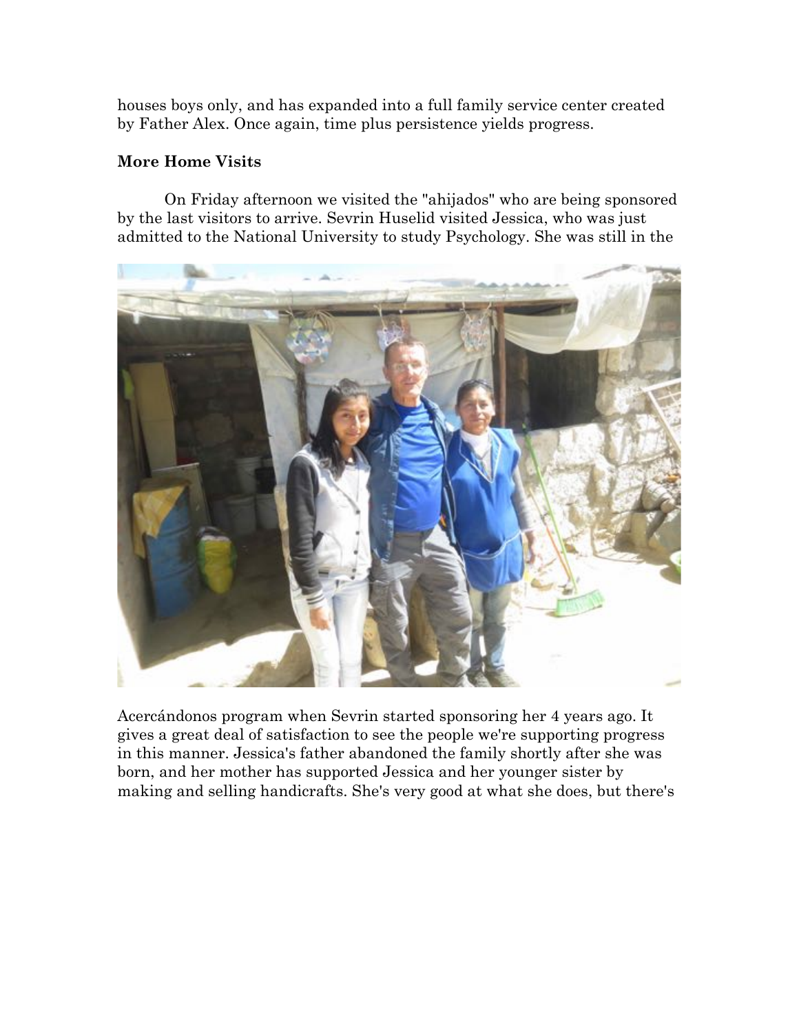houses boys only, and has expanded into a full family service center created by Father Alex. Once again, time plus persistence yields progress.

**More Home Visits**

On Friday afternoon we visited the "ahijados" who are being sponsored by the last visitors to arrive. Sevrin Huselid visited Jessica, who was just admitted to the National University to study Psychology. She was still in the Acercándonos program when Sevrin started sponsoring her 4 years ago. It gives a great deal of satisfaction to see the people we're supporting progress in this manner. Jessica's father abandoned the family shortly after she was born, and her mother has supported Jessica and her younger sister by making and selling handicrafts. She's very good at what she does, but there's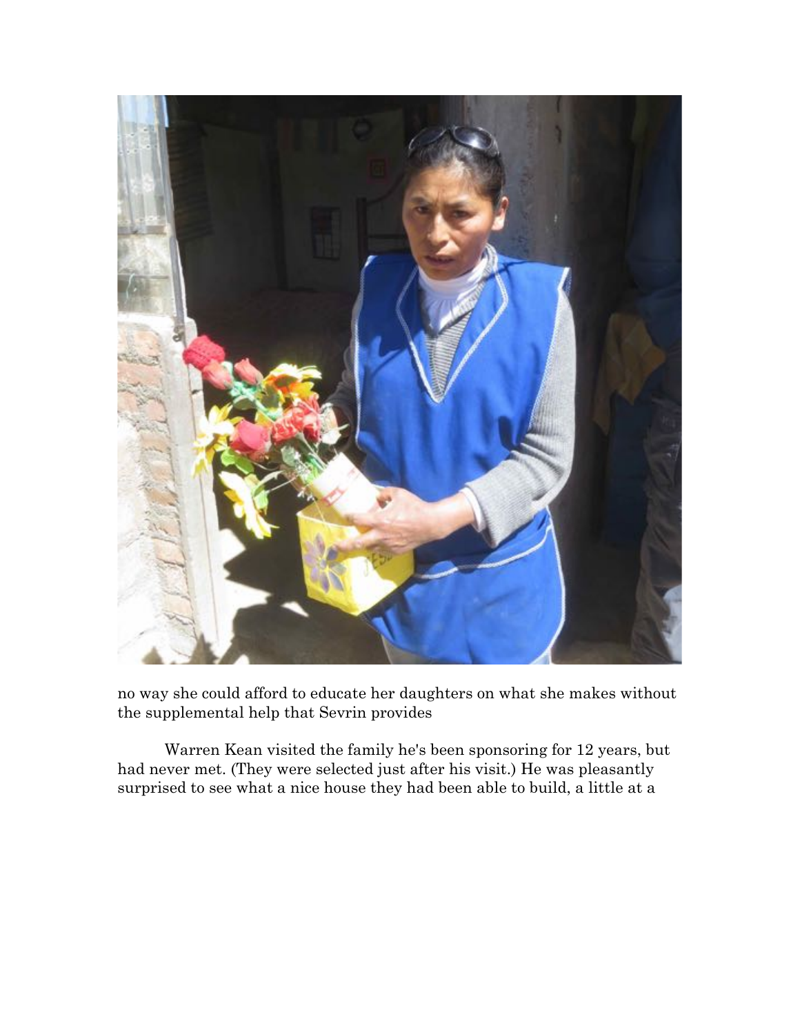no way she could afford to educate her daughters on what she makes without the supplemental help that Sevrin provides

Warren Kean visited the family he's been sponsoring for 12 years, but had never met. (They were selected just after his visit.) He was pleasantly surprised to see what a nice house they had been able to build, a little at a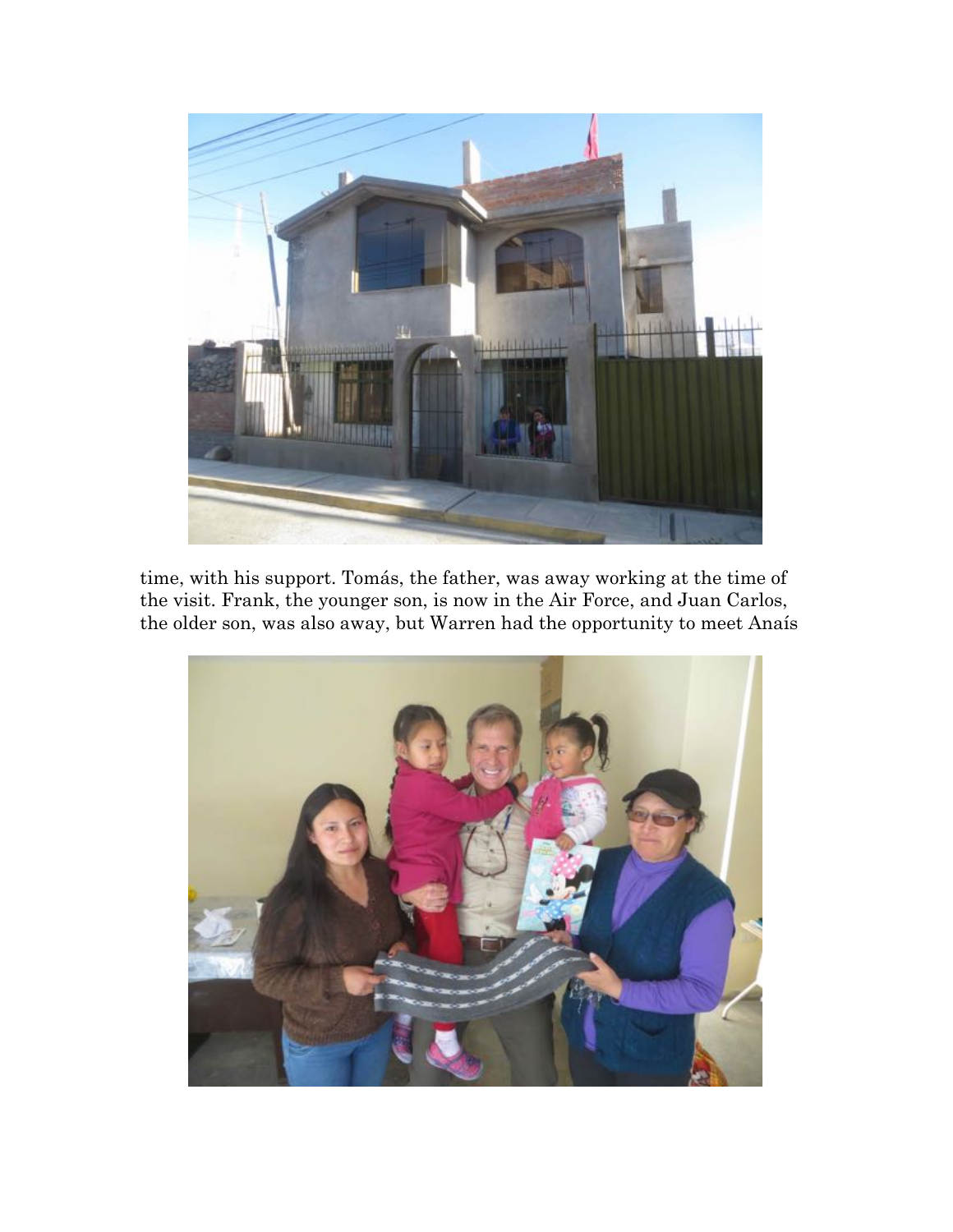time, with his support. Tomás, the father, was away working at the time of the visit. Frank, the younger son, is now in the Air Force, and Juan Carlos, the older son, was also away, but Warren had the opportunity to meet Anaís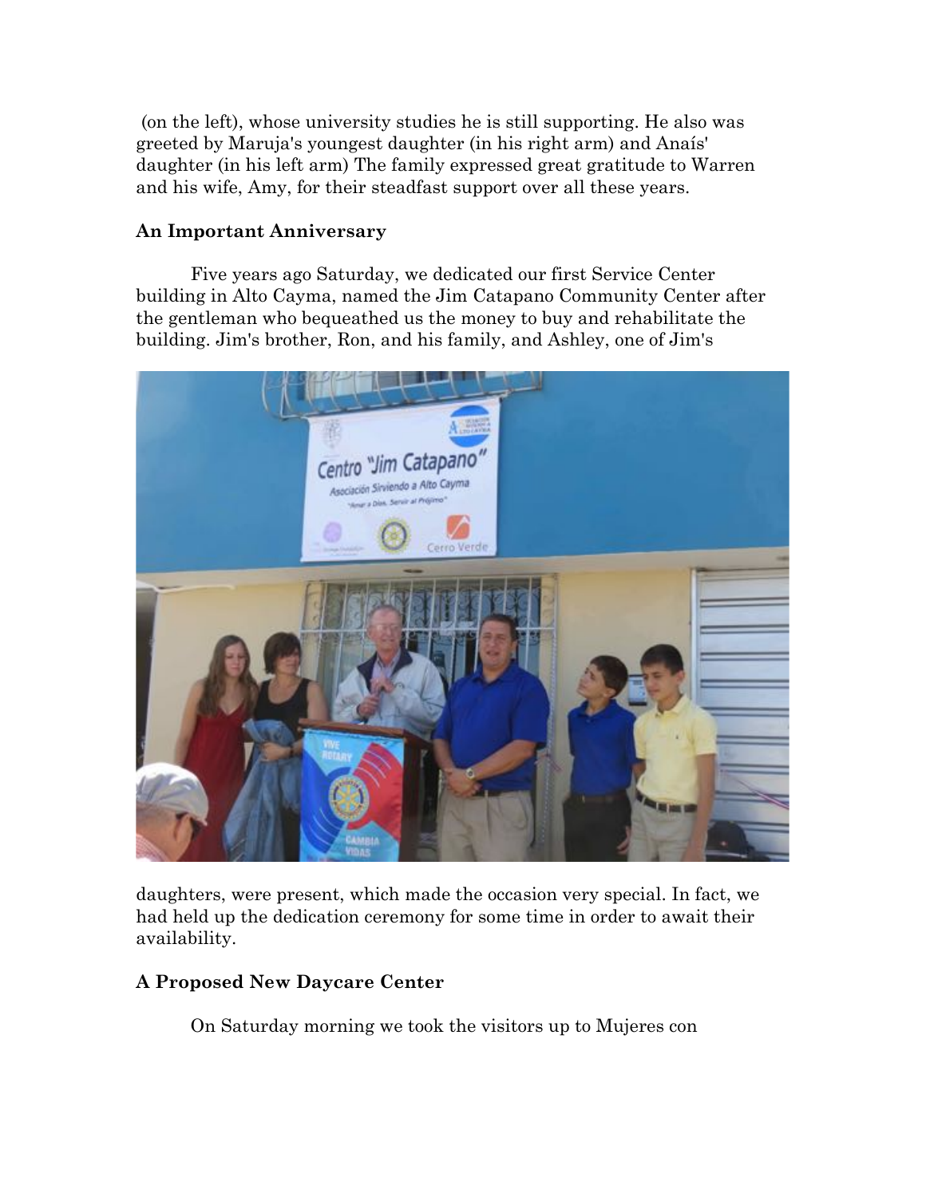(on the left), whose university studies he is still supporting. He also was greeted by Maruja's youngest daughter (in his right arm) and Anaís' daughter (in his left arm) The family expressed great gratitude to Warren and his wife, Amy, for their steadfast support over all these years.

**An Important Anniversary**

Five years ago Saturday, we dedicated our first Service Center building in Alto Cayma, named the Jim Catapano Community Center after the gentleman who bequeathed us the money to buy and rehabilitate the building. Jim's brother, Ron, and his family, and Ashley, one of Jim's daughters, were present, which made the occasion very special. In fact, we had held up the dedication ceremony for some time in order to await their availability.

**A Proposed New Daycare Center**

On Saturday morning we took the visitors up to Mujeres con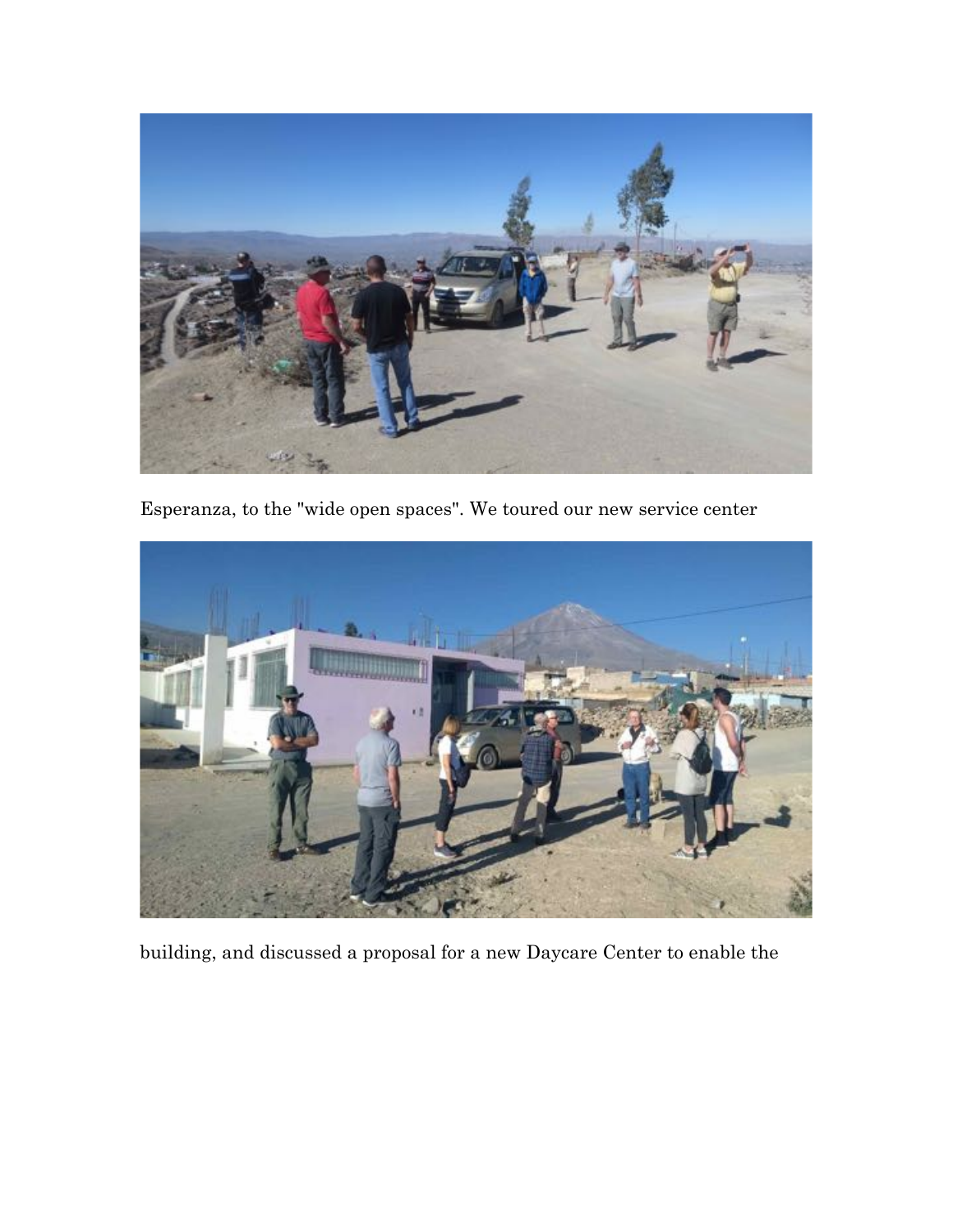Esperanza, to the "wide open spaces". We toured our new service center

building, and discussed a proposal for a new Daycare Center to enable the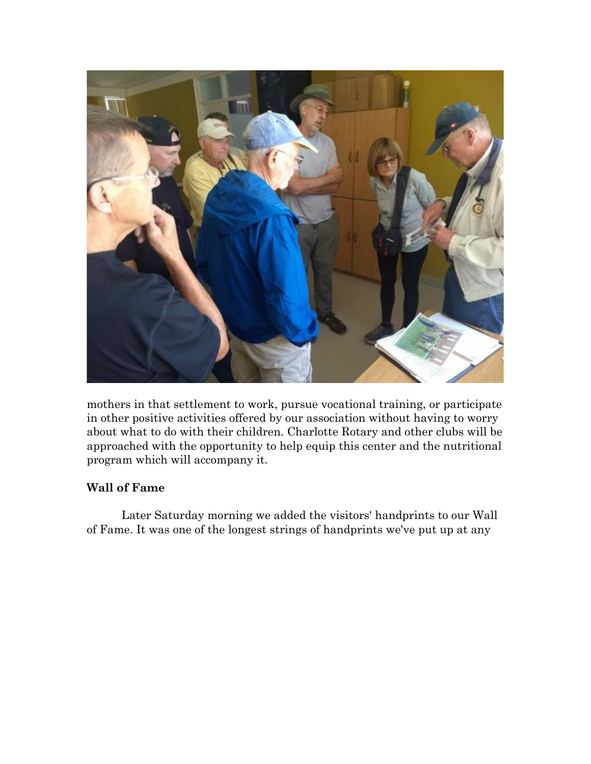mothers in that settlement to work, pursue vocational training, or participate in other positive activities offered by our association without having to worry about what to do with their children. Charlotte Rotary and other clubs will be approached with the opportunity to help equip this center and the nutritional program which will accompany it.

**Wall of Fame**

Later Saturday morning we added the visitors' handprints to our Wall of Fame. It was one of the longest strings of handprints we've put up at any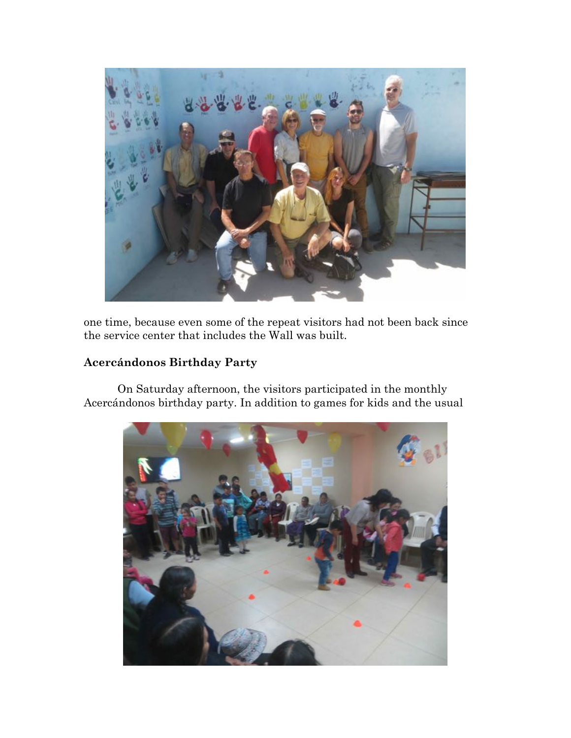one time, because even some of the repeat visitors had not been back since the service center that includes the Wall was built.

## Acercándonos Birthday Party

On Saturday afternoon, the visitors participated in the monthly Acercándonos birthday party. In addition to games for kids and the usual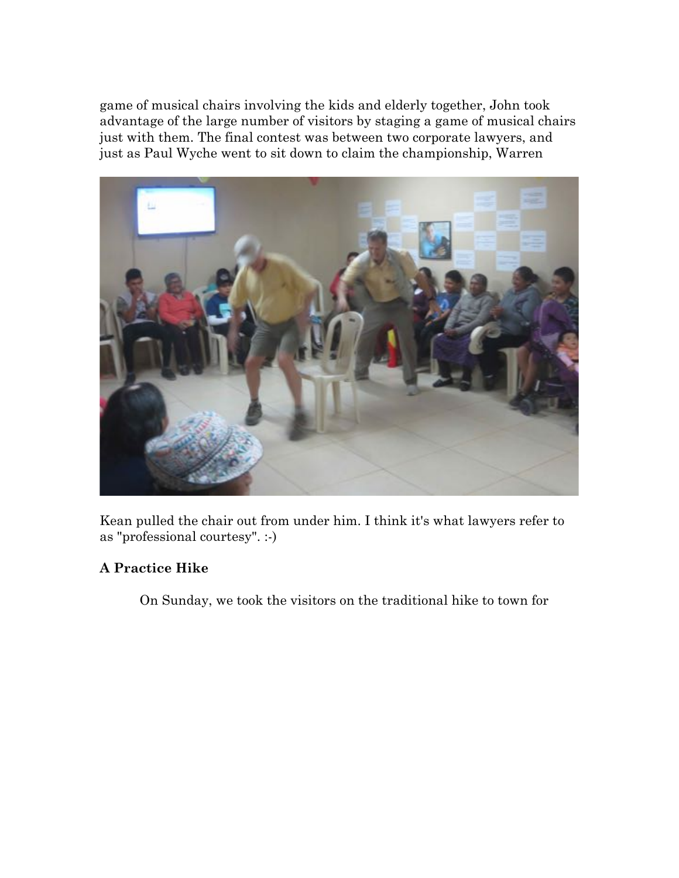game of musical chairs involving the kids and elderly together, John took advantage of the large number of visitors by staging a game of musical chairs just with them. The final contest was between two corporate lawyers, and just as Paul Wyche went to sit down to claim the championship, Warren

Kean pulled the chair out from under him. I think it's what lawyers refer to as "professional courtesy". :-)

### A Practice Hike

On Sunday, we took the visitors on the traditional hike to town for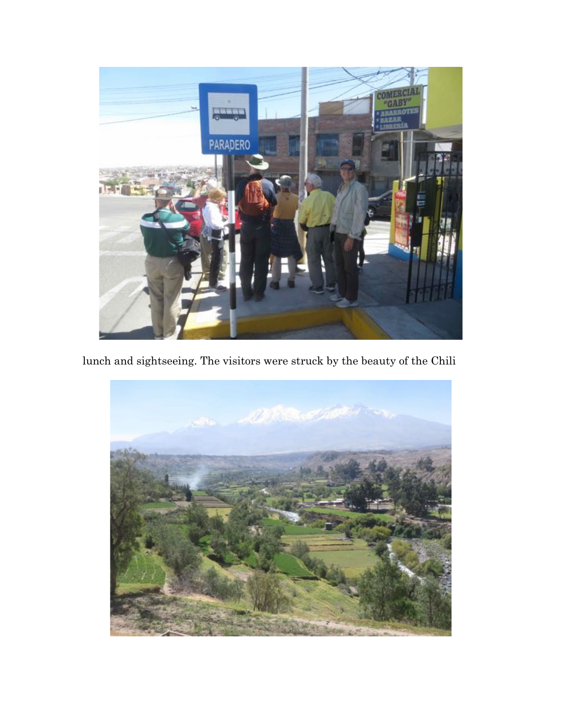lunch and sightseeing. The visitors were struck by the beauty of the Chili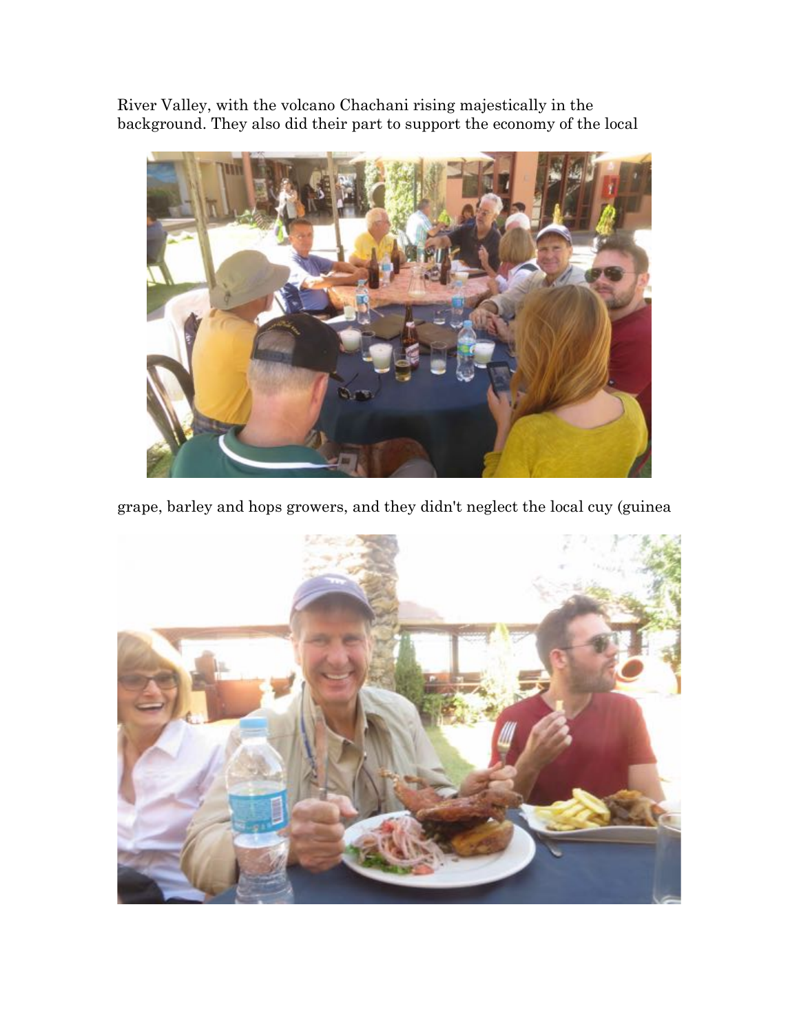River Valley, with the volcano Chachani rising majestically in the background. They also did their part to support the economy of the local

grape, barley and hops growers, and they didn't neglect the local cuy (guinea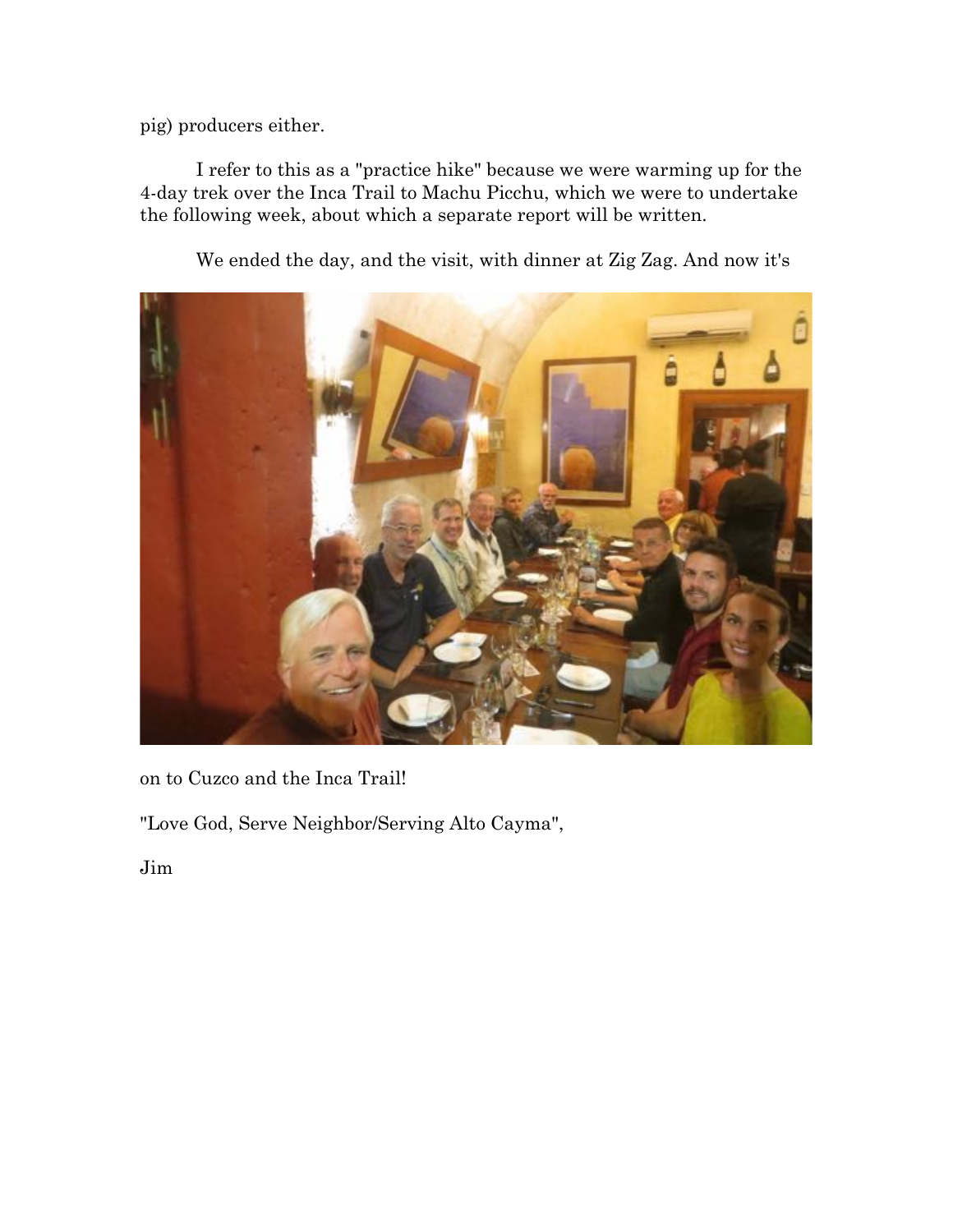pig) producers either.

I refer to this as a "practice hike" because we were warming up for the 4-day trek over the Inca Trail to Machu Picchu, which we were to undertake the following week, about which a separate report will be written.

We ended the day, and the visit, with dinner at Zig Zag. And now it's

on to Cuzco and the Inca Trail!

"Love God, Serve Neighbor/Serving Alto Cayma",

Jim